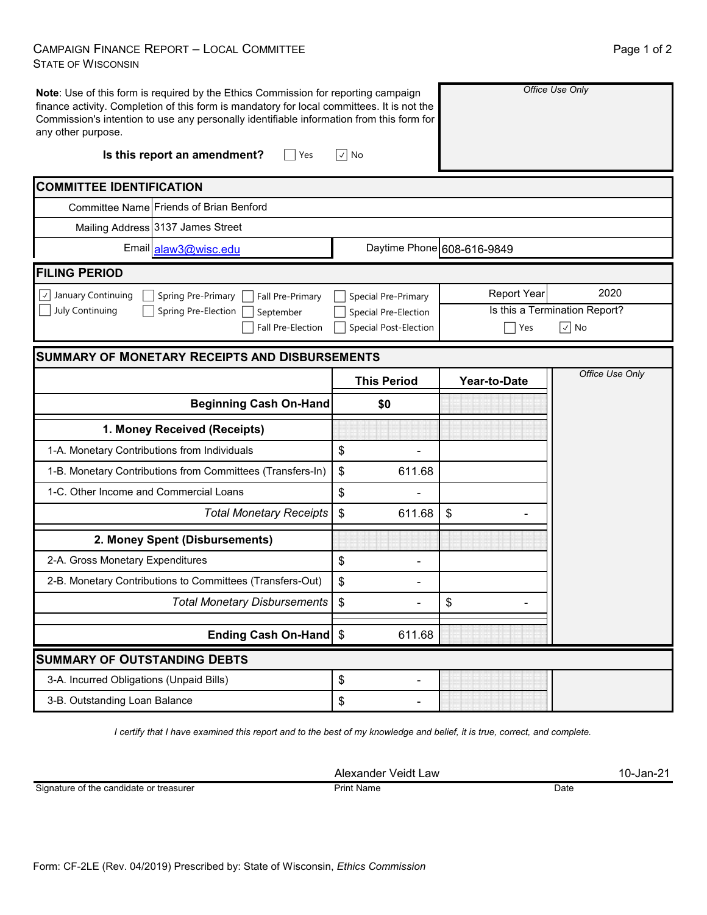# Campaign Finance Report – Local Committee
State of Wisconsin

**Note**: Use of this form is required by the Ethics Commission for reporting campaign finance activity. Completion of this form is mandatory for local committees. It is not the Commission's intention to use any personally identifiable information from this form for any other purpose.

*Office Use Only*

**Is this report an amendment?** ☐ Yes ☑ No

## COMMITTEE IDENTIFICATION

| | |
|---|---|
| Committee Name | Friends of Brian Benford |
| Mailing Address | 3137 James Street |
| Email | alaw3@wisc.edu |
| Daytime Phone | 608-616-9849 |

## FILING PERIOD

☑ January Continuing ☐ Spring Pre-Primary ☐ Fall Pre-Primary ☐ Special Pre-Primary
☐ July Continuing ☐ Spring Pre-Election ☐ September ☐ Special Pre-Election
☐ Fall Pre-Election ☐ Special Post-Election

Report Year: 2020

Is this a Termination Report? ☐ Yes ☑ No

## SUMMARY OF MONETARY RECEIPTS AND DISBURSEMENTS

*Office Use Only*

| | This Period | Year-to-Date |
|---|---|---|
| **Beginning Cash On-Hand** | **$0** | |
| **1. Money Received (Receipts)** | | |
| 1-A. Monetary Contributions from Individuals | $ - | |
| 1-B. Monetary Contributions from Committees (Transfers-In) | $ 611.68 | |
| 1-C. Other Income and Commercial Loans | $ - | |
| *Total Monetary Receipts* | $ 611.68 | $ - |
| **2. Money Spent (Disbursements)** | | |
| 2-A. Gross Monetary Expenditures | $ - | |
| 2-B. Monetary Contributions to Committees (Transfers-Out) | $ - | |
| *Total Monetary Disbursements* | $ - | $ - |
| **Ending Cash On-Hand** | $ 611.68 | |

## SUMMARY OF OUTSTANDING DEBTS

| | |
|---|---|
| 3-A. Incurred Obligations (Unpaid Bills) | $ - |
| 3-B. Outstanding Loan Balance | $ - |

*I certify that I have examined this report and to the best of my knowledge and belief, it is true, correct, and complete.*

| Signature of the candidate or treasurer | Print Name | Date |
|---|---|---|
| | Alexander Veidt Law | 10-Jan-21 |

Form: CF-2LE (Rev. 04/2019) Prescribed by: State of Wisconsin, *Ethics Commission*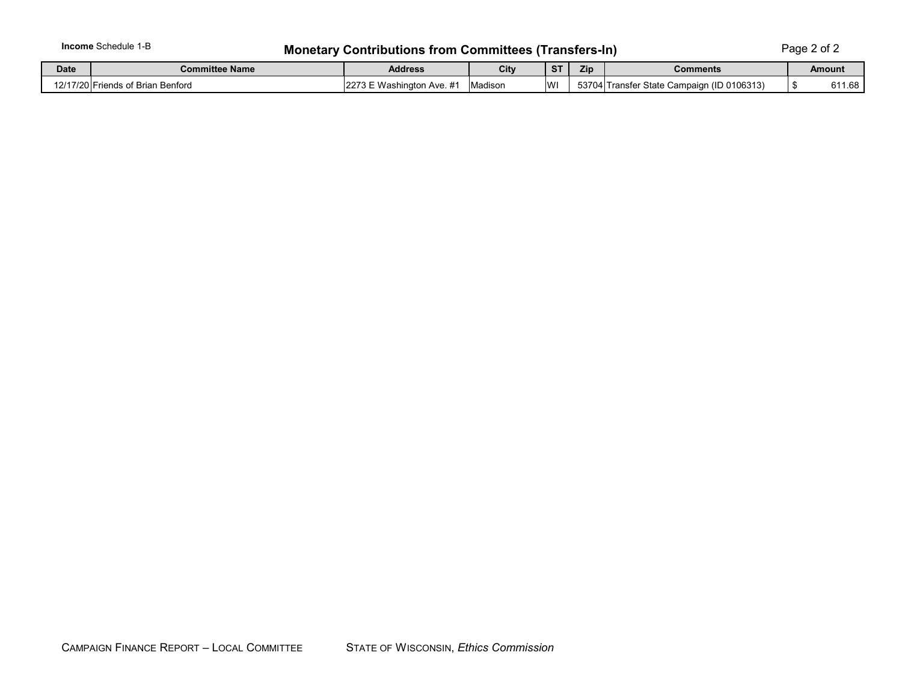**Income** Schedule 1-B

## Monetary Contributions from Committees (Transfers-In)

| Date | Committee Name | Address | City | ST | Zip | Comments | Amount |
|---|---|---|---|---|---|---|---|
| 12/17/20 | Friends of Brian Benford | 2273 E Washington Ave. #1 | Madison | WI | 53704 | Transfer State Campaign (ID 0106313) | $ 611.68 |

CAMPAIGN FINANCE REPORT – LOCAL COMMITTEE STATE OF WISCONSIN, *Ethics Commission*